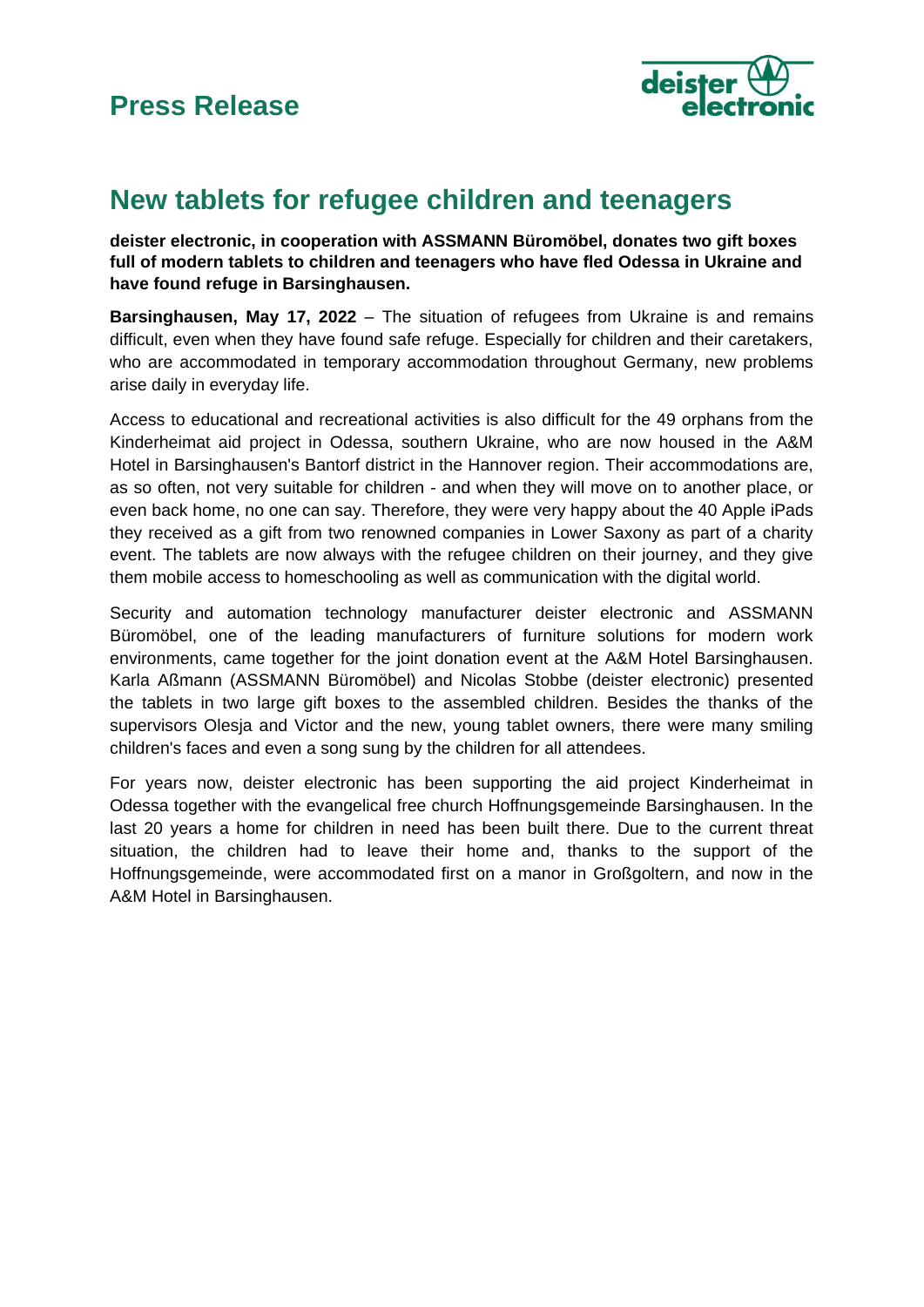# Press Release

## New tablets for refugee children and teenagers

**deister electronic, in cooperation with ASSMANN Büromöbel, donates two gift boxes full of modern tablets to children and teenagers who have fled Odessa in Ukraine and have found refuge in Barsinghausen.**

**Barsinghausen, May 17, 2022** – The situation of refugees from Ukraine is and remains difficult, even when they have found safe refuge. Especially for children and their caretakers, who are accommodated in temporary accommodation throughout Germany, new problems arise daily in everyday life.

Access to educational and recreational activities is also difficult for the 49 orphans from the Kinderheimat aid project in Odessa, southern Ukraine, who are now housed in the A&M Hotel in Barsinghausen's Bantorf district in the Hannover region. Their accommodations are, as so often, not very suitable for children - and when they will move on to another place, or even back home, no one can say. Therefore, they were very happy about the 40 Apple iPads they received as a gift from two renowned companies in Lower Saxony as part of a charity event. The tablets are now always with the refugee children on their journey, and they give them mobile access to homeschooling as well as communication with the digital world.

Security and automation technology manufacturer deister electronic and ASSMANN Büromöbel, one of the leading manufacturers of furniture solutions for modern work environments, came together for the joint donation event at the A&M Hotel Barsinghausen. Karla Aßmann (ASSMANN Büromöbel) and Nicolas Stobbe (deister electronic) presented the tablets in two large gift boxes to the assembled children. Besides the thanks of the supervisors Olesja and Victor and the new, young tablet owners, there were many smiling children's faces and even a song sung by the children for all attendees.

For years now, deister electronic has been supporting the aid project Kinderheimat in Odessa together with the evangelical free church Hoffnungsgemeinde Barsinghausen. In the last 20 years a home for children in need has been built there. Due to the current threat situation, the children had to leave their home and, thanks to the support of the Hoffnungsgemeinde, were accommodated first on a manor in Großgoltern, and now in the A&M Hotel in Barsinghausen.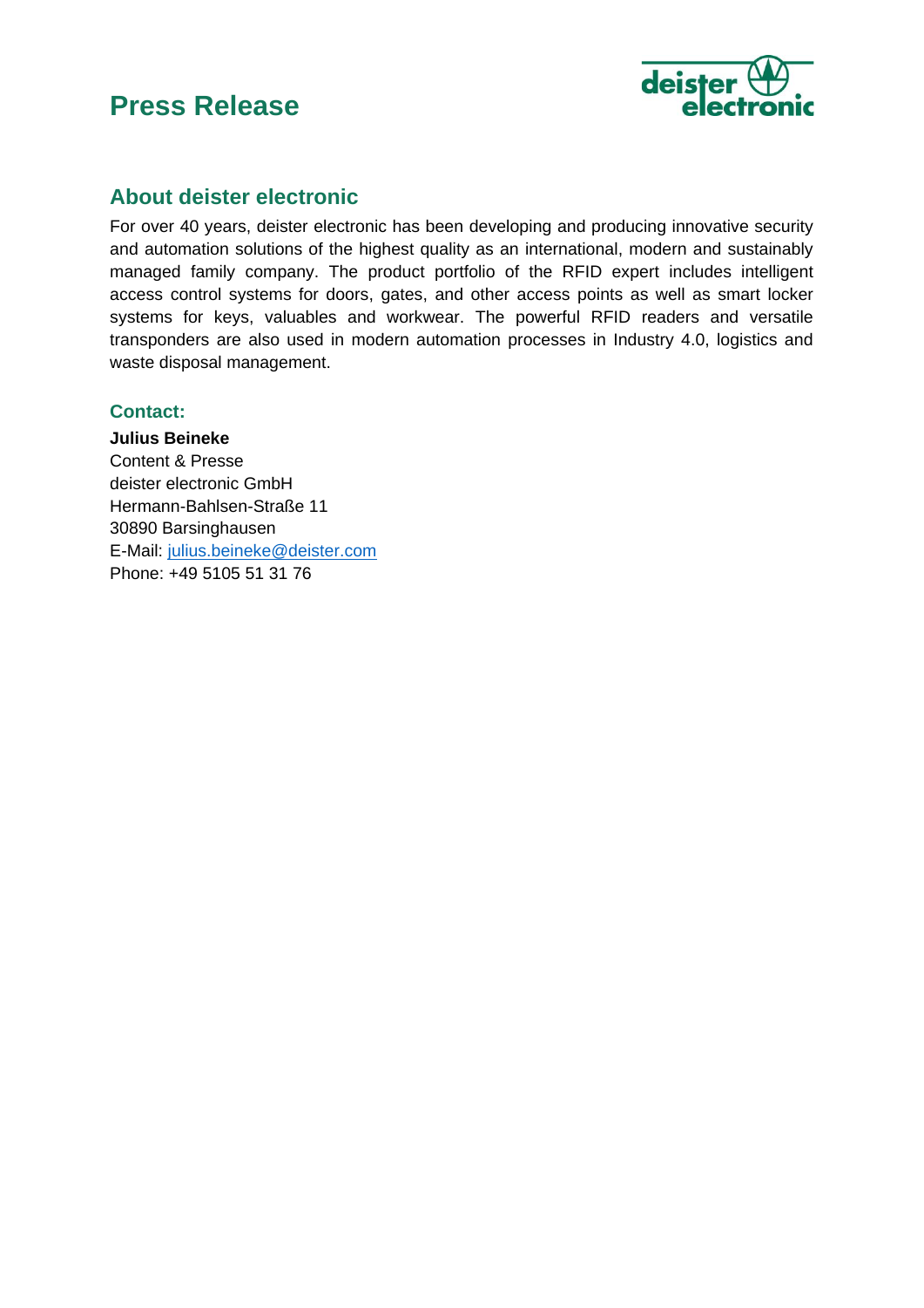# Press Release

## About deister electronic

For over 40 years, deister electronic has been developing and producing innovative security and automation solutions of the highest quality as an international, modern and sustainably managed family company. The product portfolio of the RFID expert includes intelligent access control systems for doors, gates, and other access points as well as smart locker systems for keys, valuables and workwear. The powerful RFID readers and versatile transponders are also used in modern automation processes in Industry 4.0, logistics and waste disposal management.

### Contact:

**Julius Beineke**
Content & Presse
deister electronic GmbH
Hermann-Bahlsen-Straße 11
30890 Barsinghausen
E-Mail: julius.beineke@deister.com
Phone: +49 5105 51 31 76